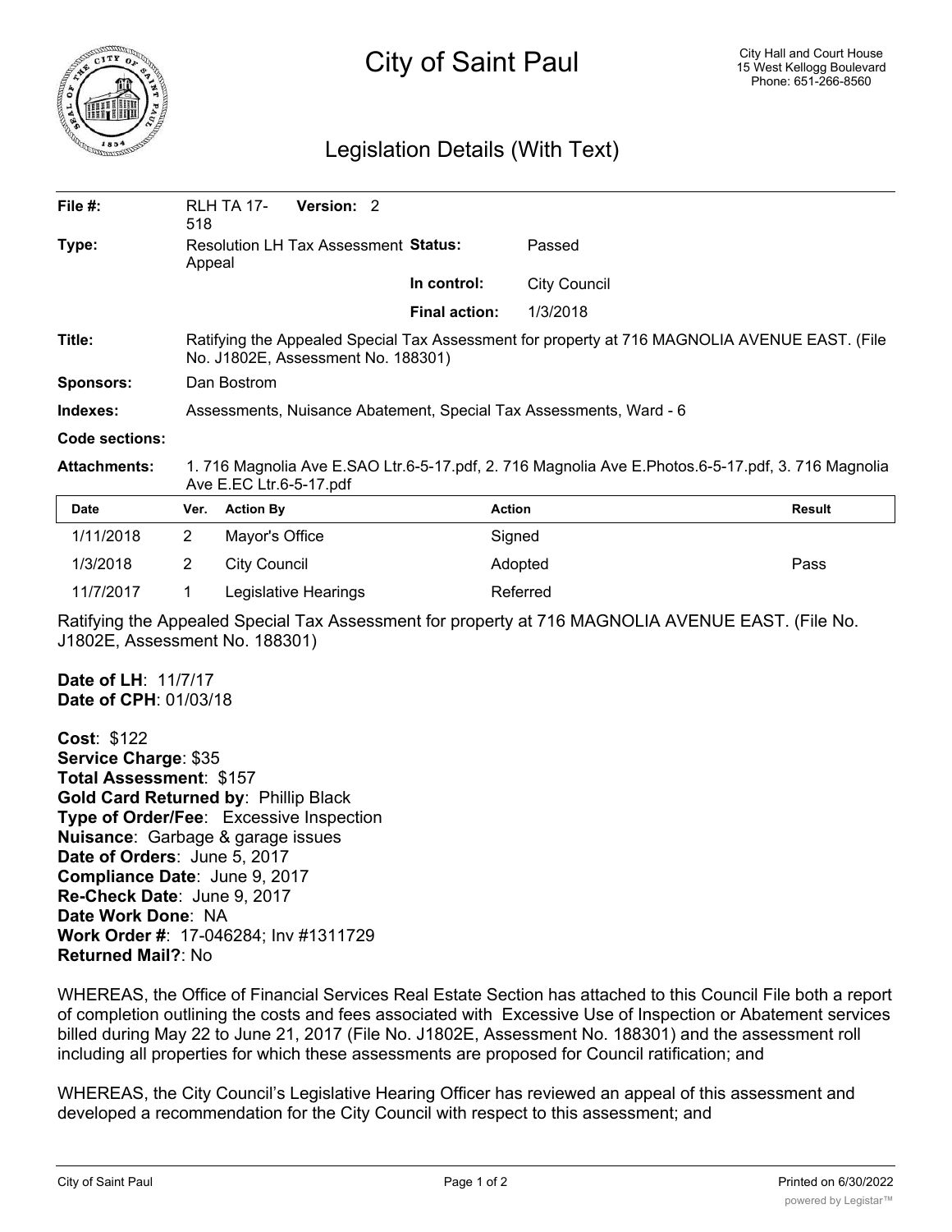# City of Saint Paul

City Hall and Court House
15 West Kellogg Boulevard
Phone: 651-266-8560

## Legislation Details (With Text)

| | | | |
|---|---|---|---|
| **File #:** | RLH TA 17-518 **Version:** 2 | | |
| **Type:** | Resolution LH Tax Assessment Appeal | **Status:** | Passed |
| | | **In control:** | City Council |
| | | **Final action:** | 1/3/2018 |
| **Title:** | Ratifying the Appealed Special Tax Assessment for property at 716 MAGNOLIA AVENUE EAST. (File No. J1802E, Assessment No. 188301) | | |
| **Sponsors:** | Dan Bostrom | | |
| **Indexes:** | Assessments, Nuisance Abatement, Special Tax Assessments, Ward - 6 | | |
| **Code sections:** | | | |
| **Attachments:** | 1. 716 Magnolia Ave E.SAO Ltr.6-5-17.pdf, 2. 716 Magnolia Ave E.Photos.6-5-17.pdf, 3. 716 Magnolia Ave E.EC Ltr.6-5-17.pdf | | |

| Date | Ver. | Action By | Action | Result |
|---|---|---|---|---|
| 1/11/2018 | 2 | Mayor's Office | Signed | |
| 1/3/2018 | 2 | City Council | Adopted | Pass |
| 11/7/2017 | 1 | Legislative Hearings | Referred | |

Ratifying the Appealed Special Tax Assessment for property at 716 MAGNOLIA AVENUE EAST. (File No. J1802E, Assessment No. 188301)

**Date of LH**: 11/7/17
**Date of CPH**: 01/03/18

**Cost**: $122
**Service Charge**: $35
**Total Assessment**: $157
**Gold Card Returned by**: Phillip Black
**Type of Order/Fee**: Excessive Inspection
**Nuisance**: Garbage & garage issues
**Date of Orders**: June 5, 2017
**Compliance Date**: June 9, 2017
**Re-Check Date**: June 9, 2017
**Date Work Done**: NA
**Work Order #**: 17-046284; Inv #1311729
**Returned Mail?**: No

WHEREAS, the Office of Financial Services Real Estate Section has attached to this Council File both a report of completion outlining the costs and fees associated with Excessive Use of Inspection or Abatement services billed during May 22 to June 21, 2017 (File No. J1802E, Assessment No. 188301) and the assessment roll including all properties for which these assessments are proposed for Council ratification; and

WHEREAS, the City Council's Legislative Hearing Officer has reviewed an appeal of this assessment and developed a recommendation for the City Council with respect to this assessment; and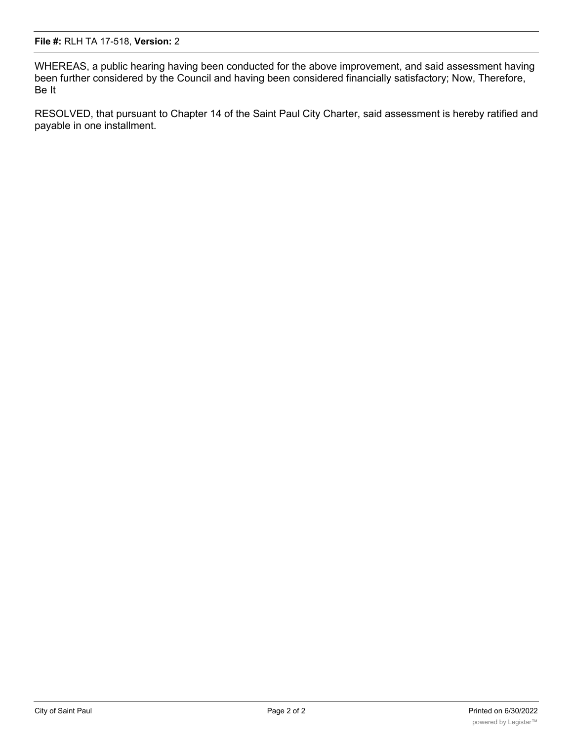WHEREAS, a public hearing having been conducted for the above improvement, and said assessment having been further considered by the Council and having been considered financially satisfactory; Now, Therefore, Be It

RESOLVED, that pursuant to Chapter 14 of the Saint Paul City Charter, said assessment is hereby ratified and payable in one installment.